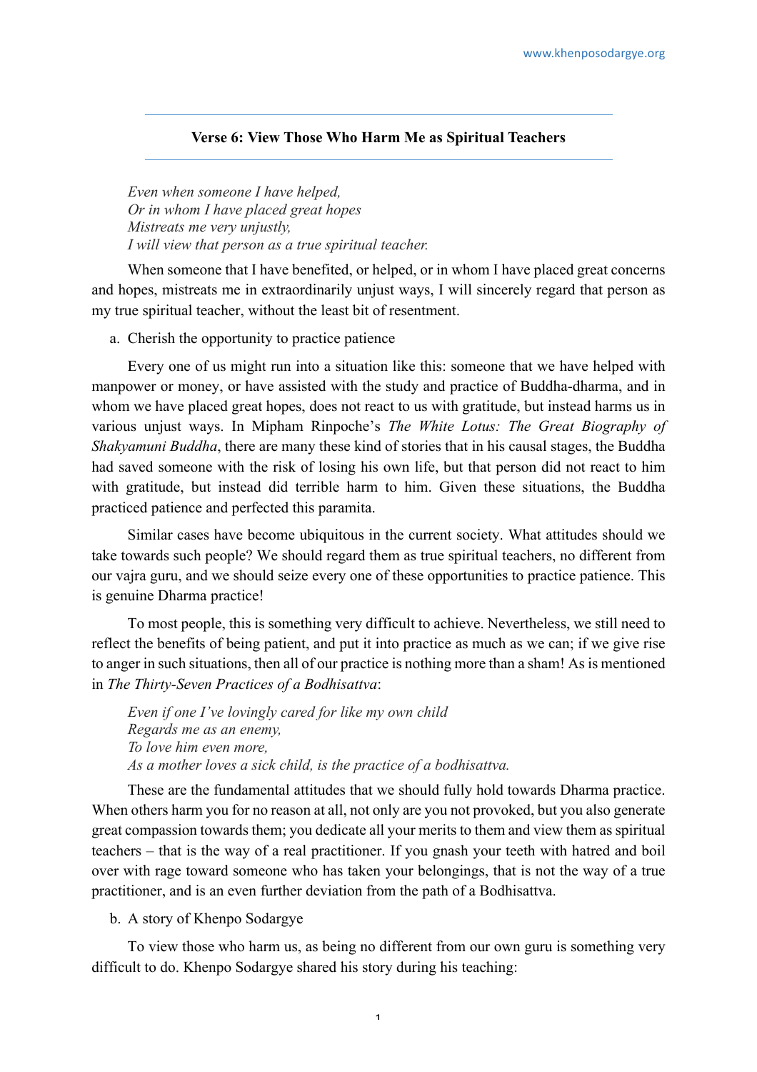## Verse 6: View Those Who Harm Me as Spiritual Teachers

*Even when someone I have helped,*
*Or in whom I have placed great hopes*
*Mistreats me very unjustly,*
*I will view that person as a true spiritual teacher.*

When someone that I have benefited, or helped, or in whom I have placed great concerns and hopes, mistreats me in extraordinarily unjust ways, I will sincerely regard that person as my true spiritual teacher, without the least bit of resentment.

a. Cherish the opportunity to practice patience

Every one of us might run into a situation like this: someone that we have helped with manpower or money, or have assisted with the study and practice of Buddha-dharma, and in whom we have placed great hopes, does not react to us with gratitude, but instead harms us in various unjust ways. In Mipham Rinpoche's *The White Lotus: The Great Biography of Shakyamuni Buddha*, there are many these kind of stories that in his causal stages, the Buddha had saved someone with the risk of losing his own life, but that person did not react to him with gratitude, but instead did terrible harm to him. Given these situations, the Buddha practiced patience and perfected this paramita.

Similar cases have become ubiquitous in the current society. What attitudes should we take towards such people? We should regard them as true spiritual teachers, no different from our vajra guru, and we should seize every one of these opportunities to practice patience. This is genuine Dharma practice!

To most people, this is something very difficult to achieve. Nevertheless, we still need to reflect the benefits of being patient, and put it into practice as much as we can; if we give rise to anger in such situations, then all of our practice is nothing more than a sham! As is mentioned in *The Thirty-Seven Practices of a Bodhisattva*:

*Even if one I've lovingly cared for like my own child*
*Regards me as an enemy,*
*To love him even more,*
*As a mother loves a sick child, is the practice of a bodhisattva.*

These are the fundamental attitudes that we should fully hold towards Dharma practice. When others harm you for no reason at all, not only are you not provoked, but you also generate great compassion towards them; you dedicate all your merits to them and view them as spiritual teachers – that is the way of a real practitioner. If you gnash your teeth with hatred and boil over with rage toward someone who has taken your belongings, that is not the way of a true practitioner, and is an even further deviation from the path of a Bodhisattva.

b. A story of Khenpo Sodargye

To view those who harm us, as being no different from our own guru is something very difficult to do. Khenpo Sodargye shared his story during his teaching: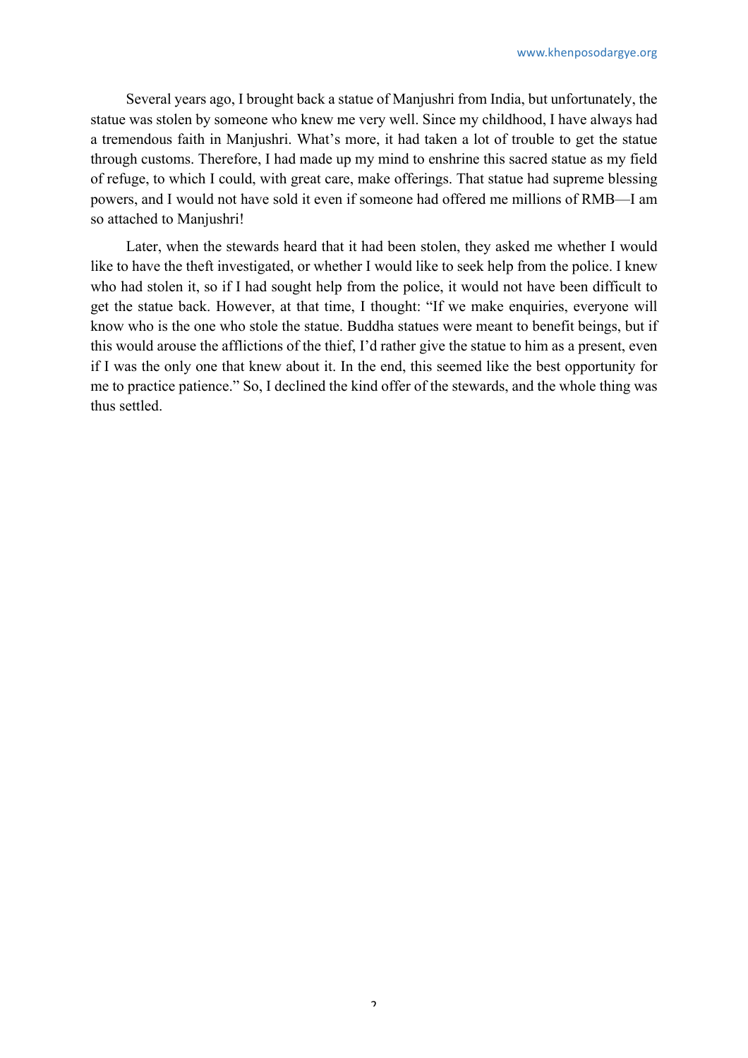Several years ago, I brought back a statue of Manjushri from India, but unfortunately, the statue was stolen by someone who knew me very well. Since my childhood, I have always had a tremendous faith in Manjushri. What's more, it had taken a lot of trouble to get the statue through customs. Therefore, I had made up my mind to enshrine this sacred statue as my field of refuge, to which I could, with great care, make offerings. That statue had supreme blessing powers, and I would not have sold it even if someone had offered me millions of RMB—I am so attached to Manjushri!

Later, when the stewards heard that it had been stolen, they asked me whether I would like to have the theft investigated, or whether I would like to seek help from the police. I knew who had stolen it, so if I had sought help from the police, it would not have been difficult to get the statue back. However, at that time, I thought: "If we make enquiries, everyone will know who is the one who stole the statue. Buddha statues were meant to benefit beings, but if this would arouse the afflictions of the thief, I'd rather give the statue to him as a present, even if I was the only one that knew about it. In the end, this seemed like the best opportunity for me to practice patience." So, I declined the kind offer of the stewards, and the whole thing was thus settled.